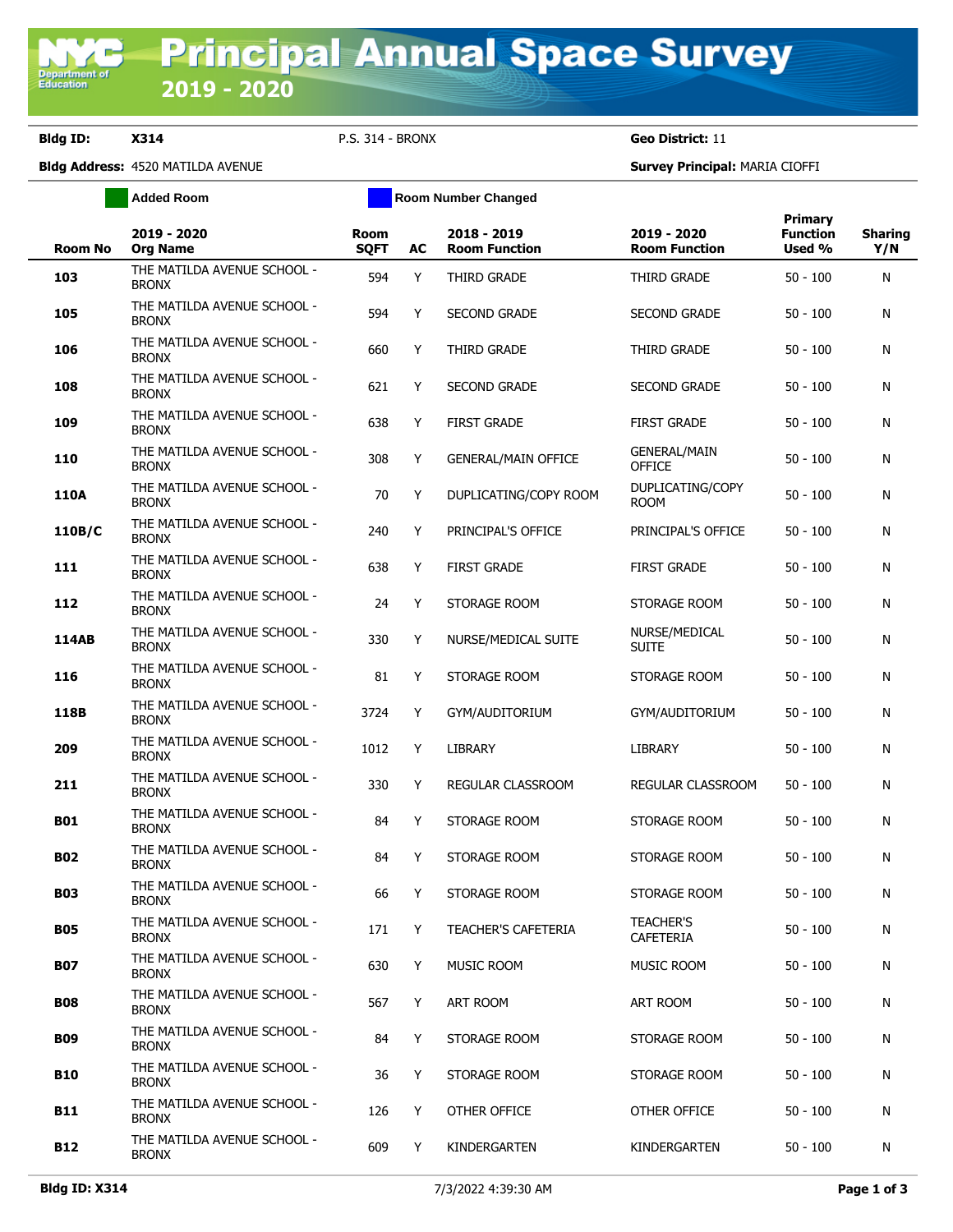# Principal Annual Space Survey

## 2019 - 2020

**Bldg ID:** X314 P.S. 314 - BRONX **Geo District:** 11

**Bldg Address:** 4520 MATILDA AVENUE **Survey Principal:** MARIA CIOFFI

Added Room | Room Number Changed

| Room No | 2019 - 2020 Org Name | Room SQFT | AC | 2018 - 2019 Room Function | 2019 - 2020 Room Function | Primary Function Used % | Sharing Y/N |
|---|---|---|---|---|---|---|---|
| **103** | THE MATILDA AVENUE SCHOOL - BRONX | 594 | Y | THIRD GRADE | THIRD GRADE | 50 - 100 | N |
| **105** | THE MATILDA AVENUE SCHOOL - BRONX | 594 | Y | SECOND GRADE | SECOND GRADE | 50 - 100 | N |
| **106** | THE MATILDA AVENUE SCHOOL - BRONX | 660 | Y | THIRD GRADE | THIRD GRADE | 50 - 100 | N |
| **108** | THE MATILDA AVENUE SCHOOL - BRONX | 621 | Y | SECOND GRADE | SECOND GRADE | 50 - 100 | N |
| **109** | THE MATILDA AVENUE SCHOOL - BRONX | 638 | Y | FIRST GRADE | FIRST GRADE | 50 - 100 | N |
| **110** | THE MATILDA AVENUE SCHOOL - BRONX | 308 | Y | GENERAL/MAIN OFFICE | GENERAL/MAIN OFFICE | 50 - 100 | N |
| **110A** | THE MATILDA AVENUE SCHOOL - BRONX | 70 | Y | DUPLICATING/COPY ROOM | DUPLICATING/COPY ROOM | 50 - 100 | N |
| **110B/C** | THE MATILDA AVENUE SCHOOL - BRONX | 240 | Y | PRINCIPAL'S OFFICE | PRINCIPAL'S OFFICE | 50 - 100 | N |
| **111** | THE MATILDA AVENUE SCHOOL - BRONX | 638 | Y | FIRST GRADE | FIRST GRADE | 50 - 100 | N |
| **112** | THE MATILDA AVENUE SCHOOL - BRONX | 24 | Y | STORAGE ROOM | STORAGE ROOM | 50 - 100 | N |
| **114AB** | THE MATILDA AVENUE SCHOOL - BRONX | 330 | Y | NURSE/MEDICAL SUITE | NURSE/MEDICAL SUITE | 50 - 100 | N |
| **116** | THE MATILDA AVENUE SCHOOL - BRONX | 81 | Y | STORAGE ROOM | STORAGE ROOM | 50 - 100 | N |
| **118B** | THE MATILDA AVENUE SCHOOL - BRONX | 3724 | Y | GYM/AUDITORIUM | GYM/AUDITORIUM | 50 - 100 | N |
| **209** | THE MATILDA AVENUE SCHOOL - BRONX | 1012 | Y | LIBRARY | LIBRARY | 50 - 100 | N |
| **211** | THE MATILDA AVENUE SCHOOL - BRONX | 330 | Y | REGULAR CLASSROOM | REGULAR CLASSROOM | 50 - 100 | N |
| **B01** | THE MATILDA AVENUE SCHOOL - BRONX | 84 | Y | STORAGE ROOM | STORAGE ROOM | 50 - 100 | N |
| **B02** | THE MATILDA AVENUE SCHOOL - BRONX | 84 | Y | STORAGE ROOM | STORAGE ROOM | 50 - 100 | N |
| **B03** | THE MATILDA AVENUE SCHOOL - BRONX | 66 | Y | STORAGE ROOM | STORAGE ROOM | 50 - 100 | N |
| **B05** | THE MATILDA AVENUE SCHOOL - BRONX | 171 | Y | TEACHER'S CAFETERIA | TEACHER'S CAFETERIA | 50 - 100 | N |
| **B07** | THE MATILDA AVENUE SCHOOL - BRONX | 630 | Y | MUSIC ROOM | MUSIC ROOM | 50 - 100 | N |
| **B08** | THE MATILDA AVENUE SCHOOL - BRONX | 567 | Y | ART ROOM | ART ROOM | 50 - 100 | N |
| **B09** | THE MATILDA AVENUE SCHOOL - BRONX | 84 | Y | STORAGE ROOM | STORAGE ROOM | 50 - 100 | N |
| **B10** | THE MATILDA AVENUE SCHOOL - BRONX | 36 | Y | STORAGE ROOM | STORAGE ROOM | 50 - 100 | N |
| **B11** | THE MATILDA AVENUE SCHOOL - BRONX | 126 | Y | OTHER OFFICE | OTHER OFFICE | 50 - 100 | N |
| **B12** | THE MATILDA AVENUE SCHOOL - BRONX | 609 | Y | KINDERGARTEN | KINDERGARTEN | 50 - 100 | N |

**Bldg ID: X314** 7/3/2022 4:39:30 AM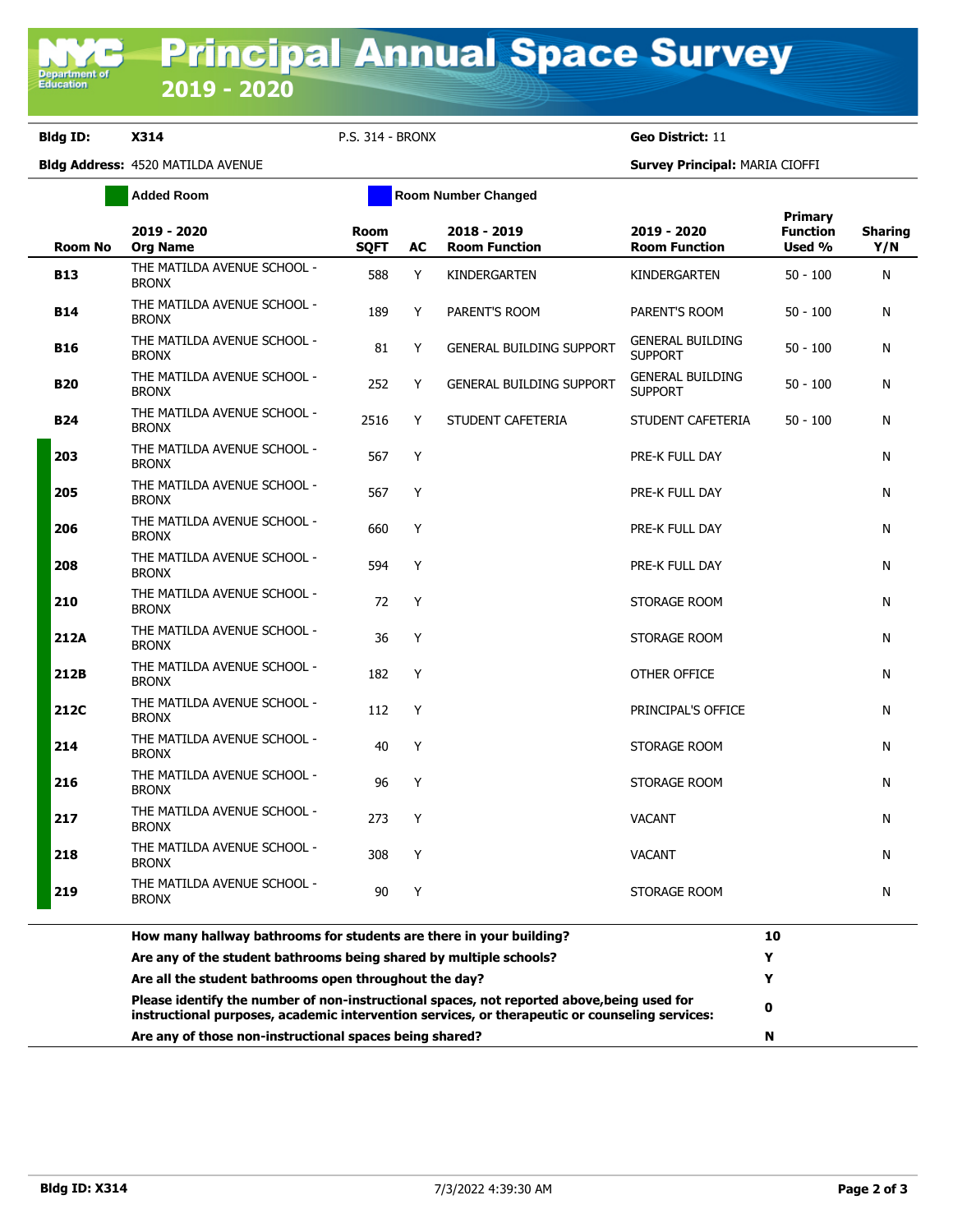# Principal Annual Space Survey 2019 - 2020

**Bldg ID:** X314 P.S. 314 - BRONX **Geo District:** 11

**Bldg Address:** 4520 MATILDA AVENUE **Survey Principal:** MARIA CIOFFI

Added Room | Room Number Changed

| Room No | 2019 - 2020 Org Name | Room SQFT | AC | 2018 - 2019 Room Function | 2019 - 2020 Room Function | Primary Function Used % | Sharing Y/N |
|---|---|---|---|---|---|---|---|
| B13 | THE MATILDA AVENUE SCHOOL - BRONX | 588 | Y | KINDERGARTEN | KINDERGARTEN | 50 - 100 | N |
| B14 | THE MATILDA AVENUE SCHOOL - BRONX | 189 | Y | PARENT'S ROOM | PARENT'S ROOM | 50 - 100 | N |
| B16 | THE MATILDA AVENUE SCHOOL - BRONX | 81 | Y | GENERAL BUILDING SUPPORT | GENERAL BUILDING SUPPORT | 50 - 100 | N |
| B20 | THE MATILDA AVENUE SCHOOL - BRONX | 252 | Y | GENERAL BUILDING SUPPORT | GENERAL BUILDING SUPPORT | 50 - 100 | N |
| B24 | THE MATILDA AVENUE SCHOOL - BRONX | 2516 | Y | STUDENT CAFETERIA | STUDENT CAFETERIA | 50 - 100 | N |
| 203 | THE MATILDA AVENUE SCHOOL - BRONX | 567 | Y | | PRE-K FULL DAY | | N |
| 205 | THE MATILDA AVENUE SCHOOL - BRONX | 567 | Y | | PRE-K FULL DAY | | N |
| 206 | THE MATILDA AVENUE SCHOOL - BRONX | 660 | Y | | PRE-K FULL DAY | | N |
| 208 | THE MATILDA AVENUE SCHOOL - BRONX | 594 | Y | | PRE-K FULL DAY | | N |
| 210 | THE MATILDA AVENUE SCHOOL - BRONX | 72 | Y | | STORAGE ROOM | | N |
| 212A | THE MATILDA AVENUE SCHOOL - BRONX | 36 | Y | | STORAGE ROOM | | N |
| 212B | THE MATILDA AVENUE SCHOOL - BRONX | 182 | Y | | OTHER OFFICE | | N |
| 212C | THE MATILDA AVENUE SCHOOL - BRONX | 112 | Y | | PRINCIPAL'S OFFICE | | N |
| 214 | THE MATILDA AVENUE SCHOOL - BRONX | 40 | Y | | STORAGE ROOM | | N |
| 216 | THE MATILDA AVENUE SCHOOL - BRONX | 96 | Y | | STORAGE ROOM | | N |
| 217 | THE MATILDA AVENUE SCHOOL - BRONX | 273 | Y | | VACANT | | N |
| 218 | THE MATILDA AVENUE SCHOOL - BRONX | 308 | Y | | VACANT | | N |
| 219 | THE MATILDA AVENUE SCHOOL - BRONX | 90 | Y | | STORAGE ROOM | | N |

| | |
|---|---|
| **How many hallway bathrooms for students are there in your building?** | **10** |
| **Are any of the student bathrooms being shared by multiple schools?** | **Y** |
| **Are all the student bathrooms open throughout the day?** | **Y** |
| **Please identify the number of non-instructional spaces, not reported above,being used for instructional purposes, academic intervention services, or therapeutic or counseling services:** | **0** |
| **Are any of those non-instructional spaces being shared?** | **N** |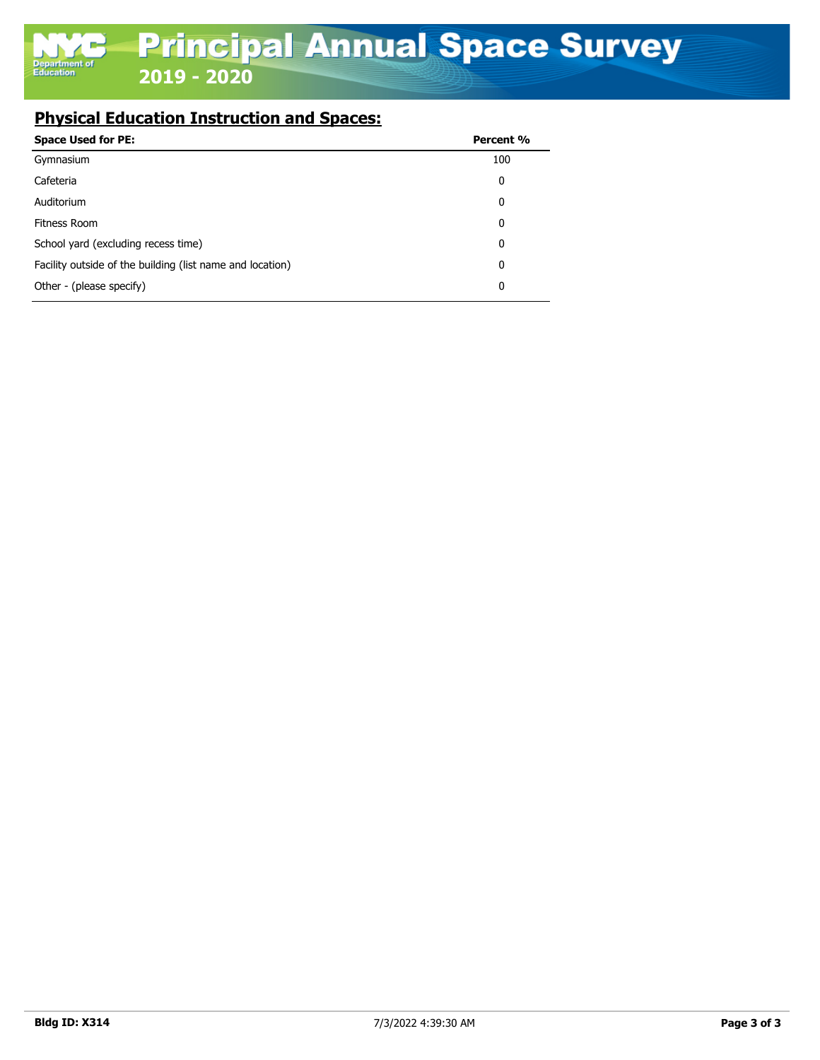## Physical Education Instruction and Spaces:

| Space Used for PE: | Percent % |
| --- | --- |
| Gymnasium | 100 |
| Cafeteria | 0 |
| Auditorium | 0 |
| Fitness Room | 0 |
| School yard (excluding recess time) | 0 |
| Facility outside of the building (list name and location) | 0 |
| Other - (please specify) | 0 |